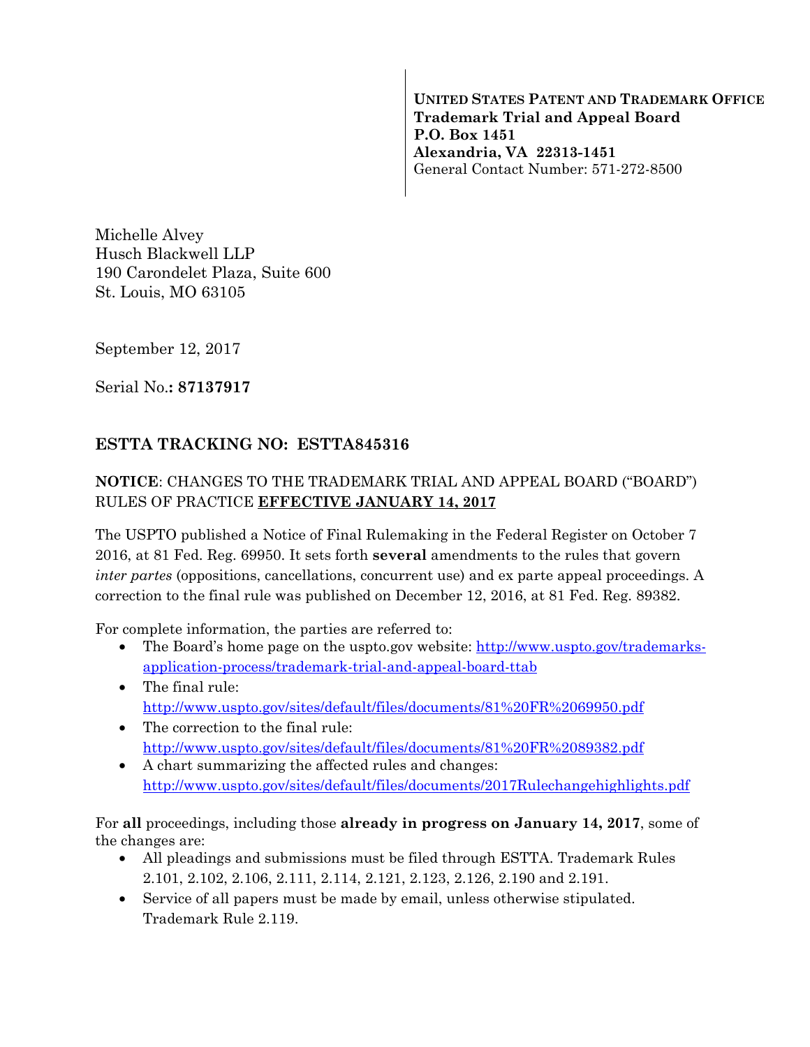**UNITED STATES PATENT AND TRADEMARK OFFICE**
**Trademark Trial and Appeal Board**
**P.O. Box 1451**
**Alexandria, VA 22313-1451**
General Contact Number: 571-272-8500

Michelle Alvey
Husch Blackwell LLP
190 Carondelet Plaza, Suite 600
St. Louis, MO 63105

September 12, 2017

Serial No.**: 87137917**

## ESTTA TRACKING NO: ESTTA845316

**NOTICE**: CHANGES TO THE TRADEMARK TRIAL AND APPEAL BOARD ("BOARD") RULES OF PRACTICE **EFFECTIVE JANUARY 14, 2017**

The USPTO published a Notice of Final Rulemaking in the Federal Register on October 7 2016, at 81 Fed. Reg. 69950. It sets forth **several** amendments to the rules that govern *inter partes* (oppositions, cancellations, concurrent use) and ex parte appeal proceedings. A correction to the final rule was published on December 12, 2016, at 81 Fed. Reg. 89382.

For complete information, the parties are referred to:

- The Board's home page on the uspto.gov website: http://www.uspto.gov/trademarks-application-process/trademark-trial-and-appeal-board-ttab
- The final rule: http://www.uspto.gov/sites/default/files/documents/81%20FR%2069950.pdf
- The correction to the final rule: http://www.uspto.gov/sites/default/files/documents/81%20FR%2089382.pdf
- A chart summarizing the affected rules and changes: http://www.uspto.gov/sites/default/files/documents/2017Rulechangehighlights.pdf

For **all** proceedings, including those **already in progress on January 14, 2017**, some of the changes are:

- All pleadings and submissions must be filed through ESTTA. Trademark Rules 2.101, 2.102, 2.106, 2.111, 2.114, 2.121, 2.123, 2.126, 2.190 and 2.191.
- Service of all papers must be made by email, unless otherwise stipulated. Trademark Rule 2.119.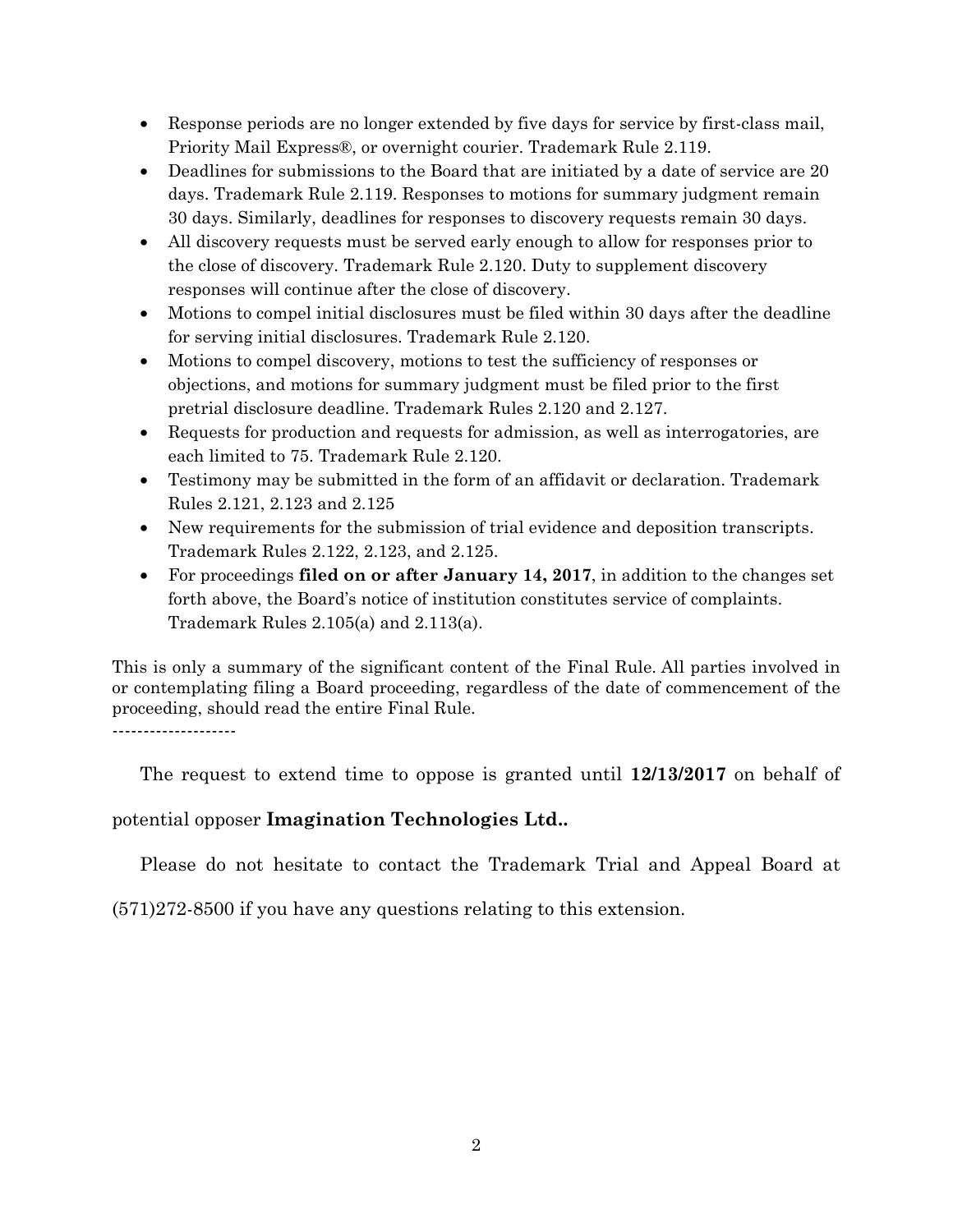- Response periods are no longer extended by five days for service by first-class mail, Priority Mail Express®, or overnight courier. Trademark Rule 2.119.
- Deadlines for submissions to the Board that are initiated by a date of service are 20 days. Trademark Rule 2.119. Responses to motions for summary judgment remain 30 days. Similarly, deadlines for responses to discovery requests remain 30 days.
- All discovery requests must be served early enough to allow for responses prior to the close of discovery. Trademark Rule 2.120. Duty to supplement discovery responses will continue after the close of discovery.
- Motions to compel initial disclosures must be filed within 30 days after the deadline for serving initial disclosures. Trademark Rule 2.120.
- Motions to compel discovery, motions to test the sufficiency of responses or objections, and motions for summary judgment must be filed prior to the first pretrial disclosure deadline. Trademark Rules 2.120 and 2.127.
- Requests for production and requests for admission, as well as interrogatories, are each limited to 75. Trademark Rule 2.120.
- Testimony may be submitted in the form of an affidavit or declaration. Trademark Rules 2.121, 2.123 and 2.125
- New requirements for the submission of trial evidence and deposition transcripts. Trademark Rules 2.122, 2.123, and 2.125.
- For proceedings **filed on or after January 14, 2017**, in addition to the changes set forth above, the Board's notice of institution constitutes service of complaints. Trademark Rules 2.105(a) and 2.113(a).

This is only a summary of the significant content of the Final Rule. All parties involved in or contemplating filing a Board proceeding, regardless of the date of commencement of the proceeding, should read the entire Final Rule.

--------------------

The request to extend time to oppose is granted until **12/13/2017** on behalf of potential opposer **Imagination Technologies Ltd..**

Please do not hesitate to contact the Trademark Trial and Appeal Board at (571)272-8500 if you have any questions relating to this extension.